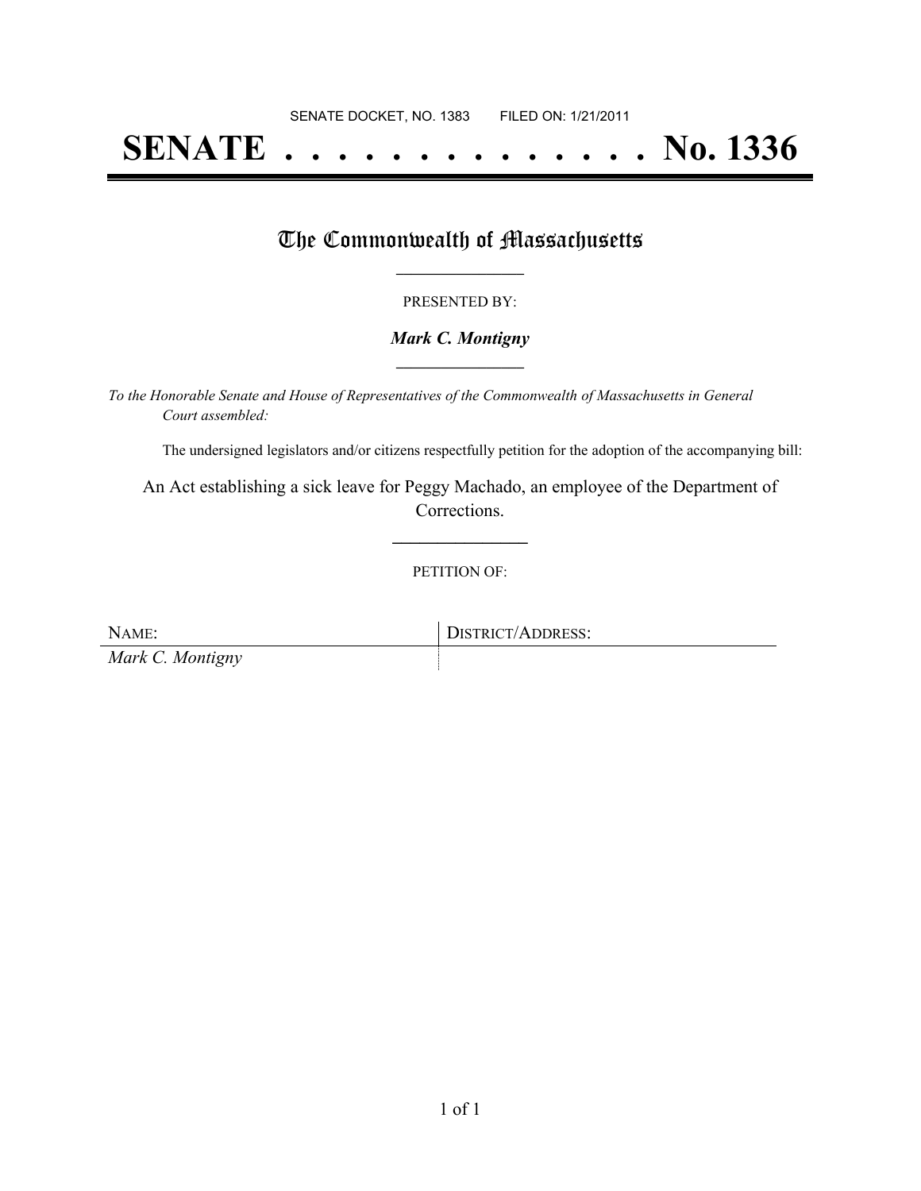SENATE DOCKET, NO. 1383        FILED ON: 1/21/2011

# SENATE . . . . . . . . . . . . . . No. 1336

## The Commonwealth of Massachusetts

PRESENTED BY:

***Mark C. Montigny***

*To the Honorable Senate and House of Representatives of the Commonwealth of Massachusetts in General Court assembled:*

The undersigned legislators and/or citizens respectfully petition for the adoption of the accompanying bill:

An Act establishing a sick leave for Peggy Machado, an employee of the Department of Corrections.

PETITION OF:

| NAME: | DISTRICT/ADDRESS: |
| --- | --- |
| *Mark C. Montigny* | |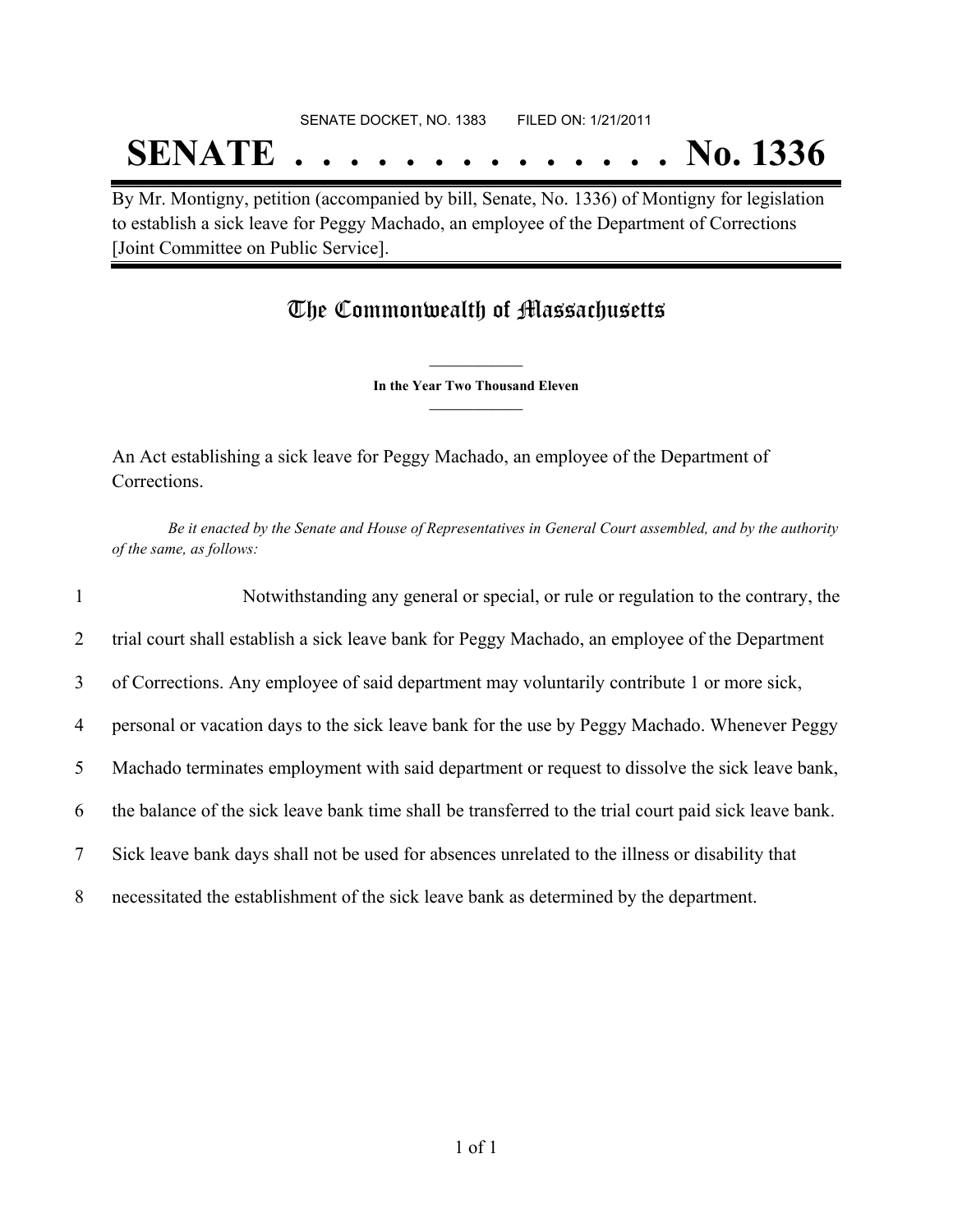SENATE DOCKET, NO. 1383        FILED ON: 1/21/2011

# SENATE . . . . . . . . . . . . . . No. 1336

By Mr. Montigny, petition (accompanied by bill, Senate, No. 1336) of Montigny for legislation to establish a sick leave for Peggy Machado, an employee of the Department of Corrections [Joint Committee on Public Service].

## The Commonwealth of Massachusetts

**In the Year Two Thousand Eleven**

An Act establishing a sick leave for Peggy Machado, an employee of the Department of Corrections.

*Be it enacted by the Senate and House of Representatives in General Court assembled, and by the authority of the same, as follows:*

1 Notwithstanding any general or special, or rule or regulation to the contrary, the
2 trial court shall establish a sick leave bank for Peggy Machado, an employee of the Department
3 of Corrections. Any employee of said department may voluntarily contribute 1 or more sick,
4 personal or vacation days to the sick leave bank for the use by Peggy Machado. Whenever Peggy
5 Machado terminates employment with said department or request to dissolve the sick leave bank,
6 the balance of the sick leave bank time shall be transferred to the trial court paid sick leave bank.
7 Sick leave bank days shall not be used for absences unrelated to the illness or disability that
8 necessitated the establishment of the sick leave bank as determined by the department.